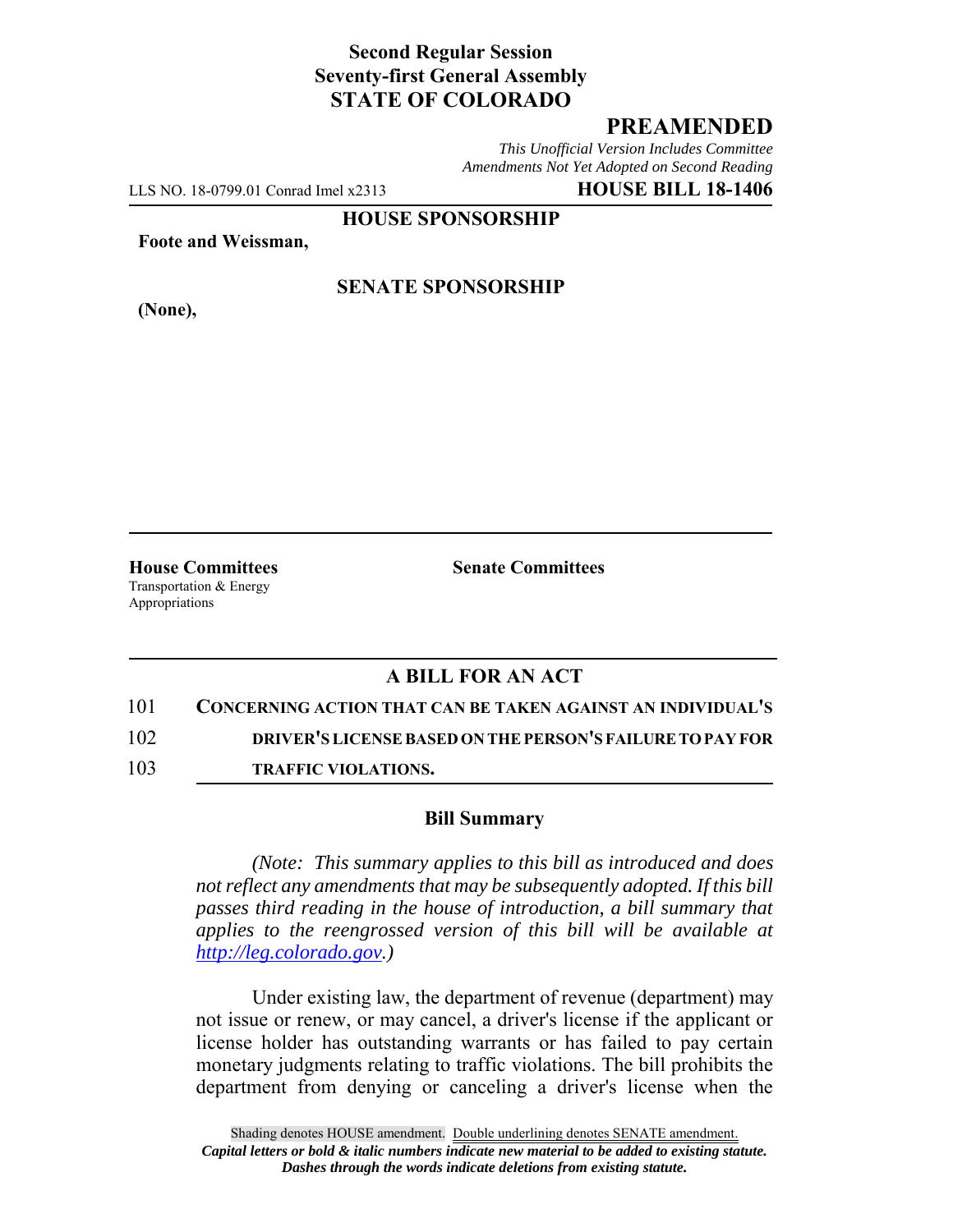**Second Regular Session**
**Seventy-first General Assembly**
**STATE OF COLORADO**

## PREAMENDED

*This Unofficial Version Includes Committee Amendments Not Yet Adopted on Second Reading*

LLS NO. 18-0799.01 Conrad Imel x2313 **HOUSE BILL 18-1406**

**HOUSE SPONSORSHIP**

**Foote and Weissman,**

**SENATE SPONSORSHIP**

**(None),**

**House Committees**
Transportation & Energy
Appropriations

**Senate Committees**

## A BILL FOR AN ACT

101 **CONCERNING ACTION THAT CAN BE TAKEN AGAINST AN INDIVIDUAL'S**
102 **DRIVER'S LICENSE BASED ON THE PERSON'S FAILURE TO PAY FOR**
103 **TRAFFIC VIOLATIONS.**

### Bill Summary

*(Note: This summary applies to this bill as introduced and does not reflect any amendments that may be subsequently adopted. If this bill passes third reading in the house of introduction, a bill summary that applies to the reengrossed version of this bill will be available at http://leg.colorado.gov.)*

Under existing law, the department of revenue (department) may not issue or renew, or may cancel, a driver's license if the applicant or license holder has outstanding warrants or has failed to pay certain monetary judgments relating to traffic violations. The bill prohibits the department from denying or canceling a driver's license when the

Shading denotes HOUSE amendment. Double underlining denotes SENATE amendment.
*Capital letters or bold & italic numbers indicate new material to be added to existing statute.*
*Dashes through the words indicate deletions from existing statute.*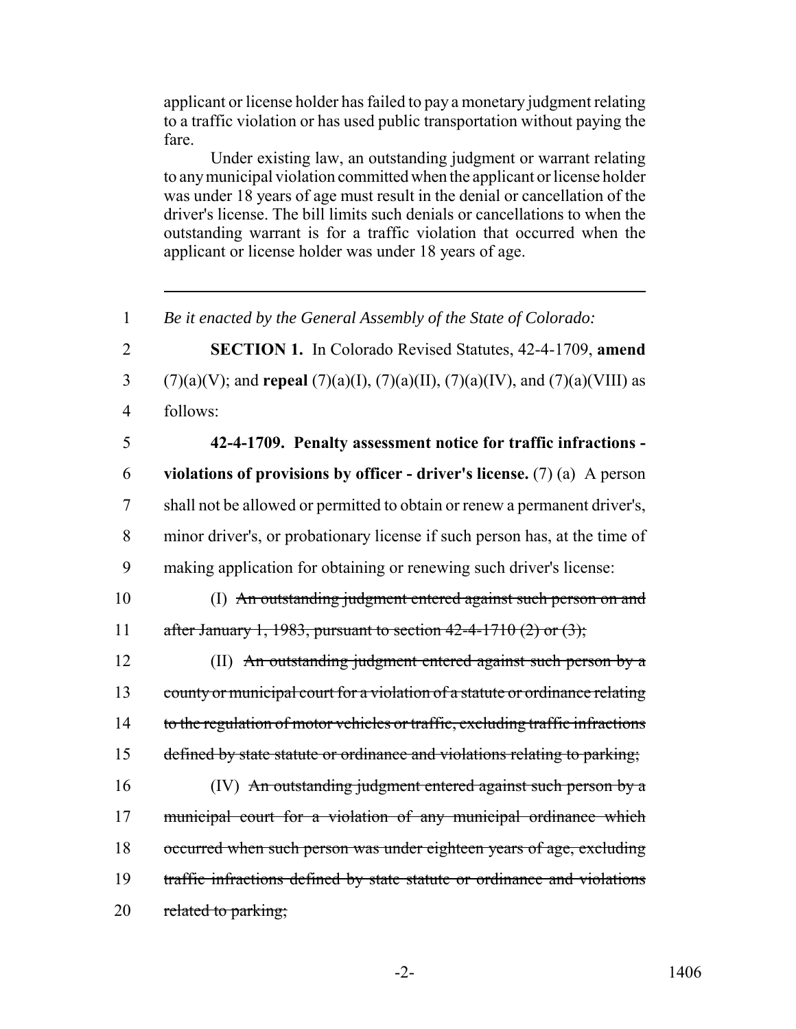applicant or license holder has failed to pay a monetary judgment relating to a traffic violation or has used public transportation without paying the fare.

Under existing law, an outstanding judgment or warrant relating to any municipal violation committed when the applicant or license holder was under 18 years of age must result in the denial or cancellation of the driver's license. The bill limits such denials or cancellations to when the outstanding warrant is for a traffic violation that occurred when the applicant or license holder was under 18 years of age.

---

1 *Be it enacted by the General Assembly of the State of Colorado:*

2 **SECTION 1.** In Colorado Revised Statutes, 42-4-1709, **amend**
3 (7)(a)(V); and **repeal** (7)(a)(I), (7)(a)(II), (7)(a)(IV), and (7)(a)(VIII) as
4 follows:

5 **42-4-1709. Penalty assessment notice for traffic infractions -**
6 **violations of provisions by officer - driver's license.** (7) (a) A person
7 shall not be allowed or permitted to obtain or renew a permanent driver's,
8 minor driver's, or probationary license if such person has, at the time of
9 making application for obtaining or renewing such driver's license:

10 (I) ~~An outstanding judgment entered against such person on and~~
11 ~~after January 1, 1983, pursuant to section 42-4-1710 (2) or (3);~~

12 (II) ~~An outstanding judgment entered against such person by a~~
13 ~~county or municipal court for a violation of a statute or ordinance relating~~
14 ~~to the regulation of motor vehicles or traffic, excluding traffic infractions~~
15 ~~defined by state statute or ordinance and violations relating to parking;~~

16 (IV) ~~An outstanding judgment entered against such person by a~~
17 ~~municipal court for a violation of any municipal ordinance which~~
18 ~~occurred when such person was under eighteen years of age, excluding~~
19 ~~traffic infractions defined by state statute or ordinance and violations~~
20 ~~related to parking;~~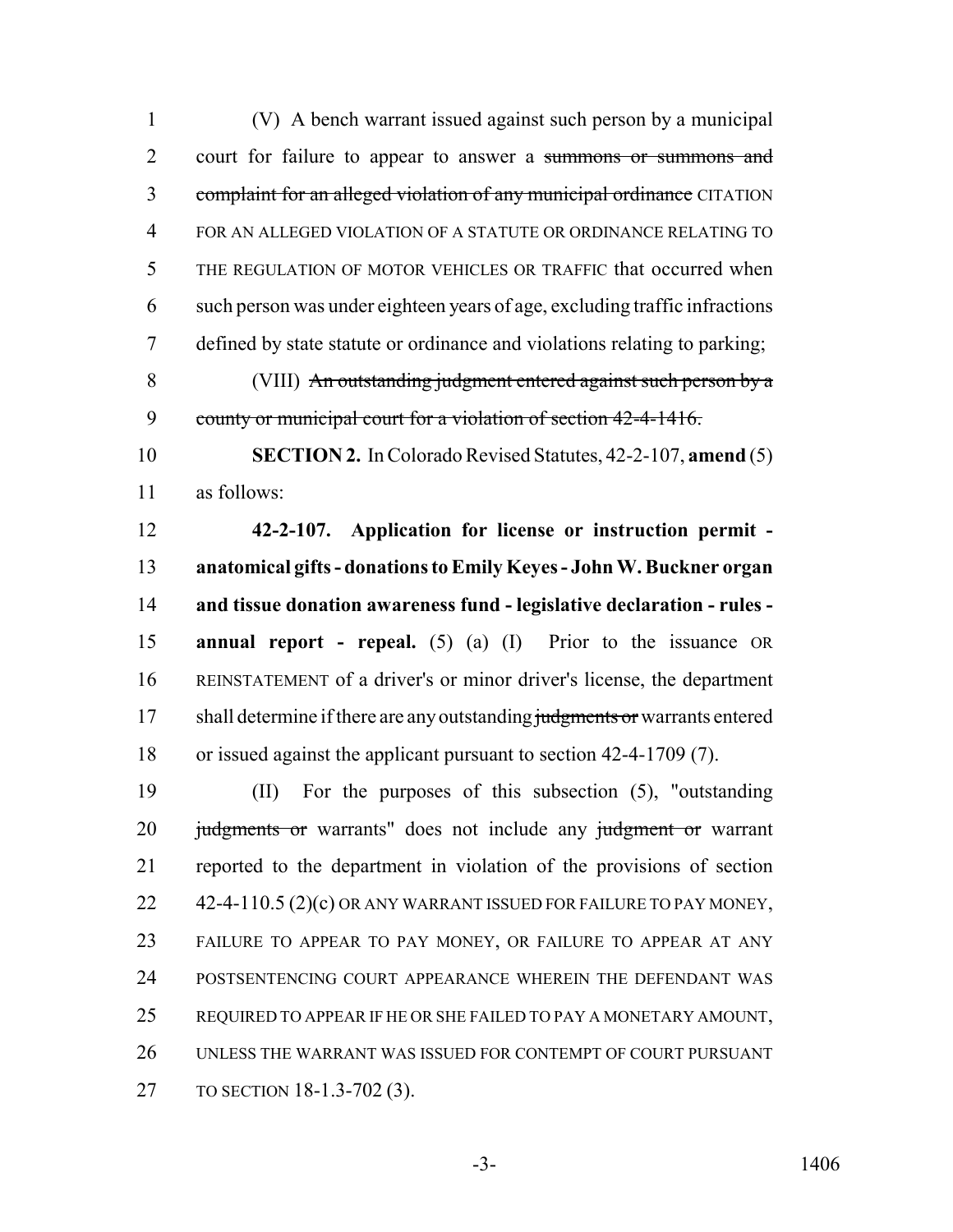(V) A bench warrant issued against such person by a municipal court for failure to appear to answer a ~~summons or summons and complaint for an alleged violation of any municipal ordinance~~ CITATION FOR AN ALLEGED VIOLATION OF A STATUTE OR ORDINANCE RELATING TO THE REGULATION OF MOTOR VEHICLES OR TRAFFIC that occurred when such person was under eighteen years of age, excluding traffic infractions defined by state statute or ordinance and violations relating to parking;

(VIII) ~~An outstanding judgment entered against such person by a county or municipal court for a violation of section 42-4-1416.~~

**SECTION 2.** In Colorado Revised Statutes, 42-2-107, **amend** (5) as follows:

**42-2-107. Application for license or instruction permit - anatomical gifts - donations to Emily Keyes - John W. Buckner organ and tissue donation awareness fund - legislative declaration - rules - annual report - repeal.** (5) (a) (I) Prior to the issuance OR REINSTATEMENT of a driver's or minor driver's license, the department shall determine if there are any outstanding ~~judgments or~~ warrants entered or issued against the applicant pursuant to section 42-4-1709 (7).

(II) For the purposes of this subsection (5), "outstanding ~~judgments or~~ warrants" does not include any ~~judgment or~~ warrant reported to the department in violation of the provisions of section 42-4-110.5 (2)(c) OR ANY WARRANT ISSUED FOR FAILURE TO PAY MONEY, FAILURE TO APPEAR TO PAY MONEY, OR FAILURE TO APPEAR AT ANY POSTSENTENCING COURT APPEARANCE WHEREIN THE DEFENDANT WAS REQUIRED TO APPEAR IF HE OR SHE FAILED TO PAY A MONETARY AMOUNT, UNLESS THE WARRANT WAS ISSUED FOR CONTEMPT OF COURT PURSUANT TO SECTION 18-1.3-702 (3).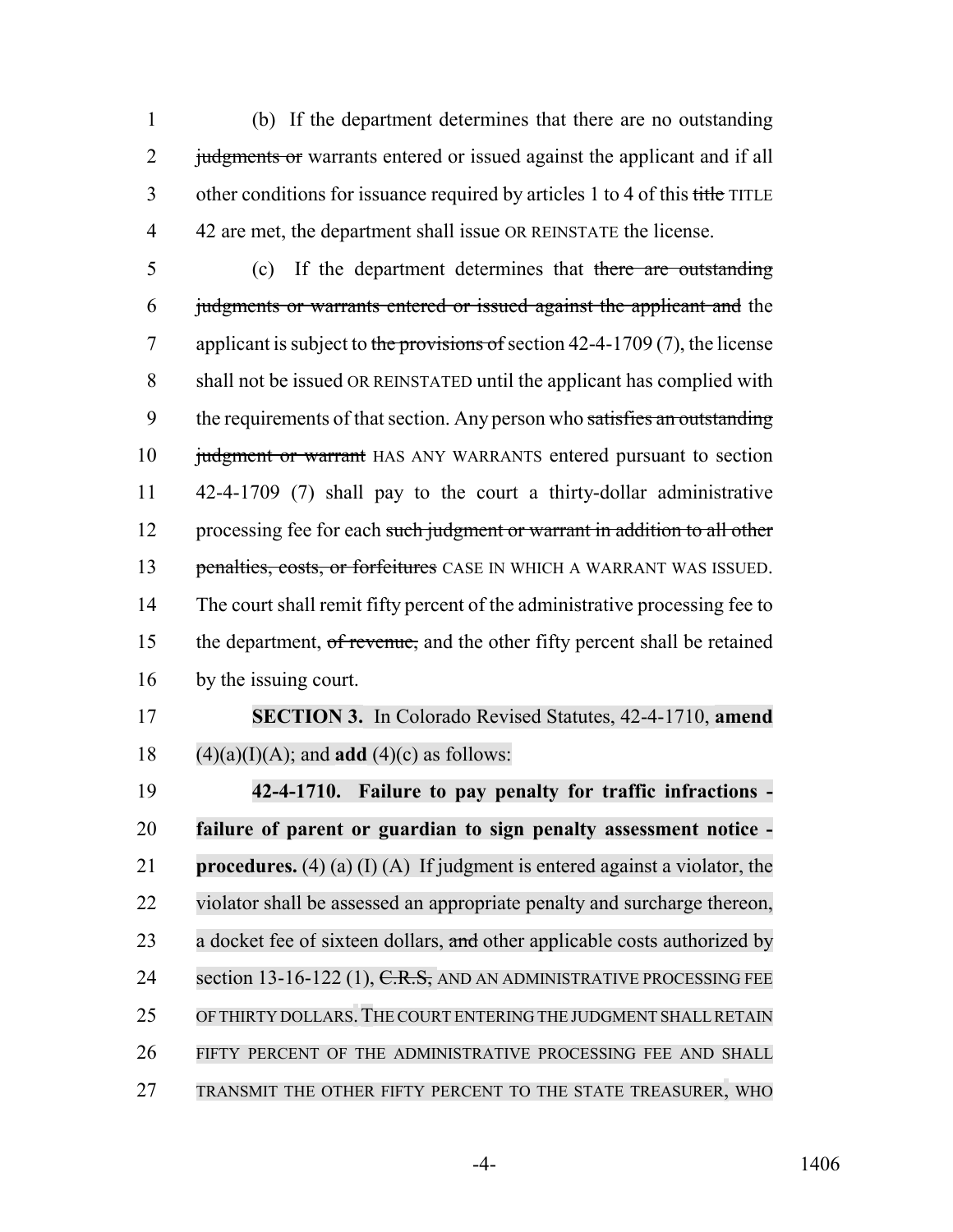(b) If the department determines that there are no outstanding ~~judgments or~~ warrants entered or issued against the applicant and if all other conditions for issuance required by articles 1 to 4 of this ~~title~~ TITLE 42 are met, the department shall issue OR REINSTATE the license.

(c) If the department determines that ~~there are outstanding judgments or warrants entered or issued against the applicant and~~ the applicant is subject to ~~the provisions of~~ section 42-4-1709 (7), the license shall not be issued OR REINSTATED until the applicant has complied with the requirements of that section. Any person who ~~satisfies an outstanding judgment or warrant~~ HAS ANY WARRANTS entered pursuant to section 42-4-1709 (7) shall pay to the court a thirty-dollar administrative processing fee for each ~~such judgment or warrant in addition to all other penalties, costs, or forfeitures~~ CASE IN WHICH A WARRANT WAS ISSUED. The court shall remit fifty percent of the administrative processing fee to the department, ~~of revenue,~~ and the other fifty percent shall be retained by the issuing court.

**SECTION 3.** In Colorado Revised Statutes, 42-4-1710, **amend** (4)(a)(I)(A); and **add** (4)(c) as follows:

**42-4-1710. Failure to pay penalty for traffic infractions - failure of parent or guardian to sign penalty assessment notice - procedures.** (4) (a) (I) (A) If judgment is entered against a violator, the violator shall be assessed an appropriate penalty and surcharge thereon, a docket fee of sixteen dollars, ~~and~~ other applicable costs authorized by section 13-16-122 (1), ~~C.R.S.,~~ AND AN ADMINISTRATIVE PROCESSING FEE OF THIRTY DOLLARS. THE COURT ENTERING THE JUDGMENT SHALL RETAIN FIFTY PERCENT OF THE ADMINISTRATIVE PROCESSING FEE AND SHALL TRANSMIT THE OTHER FIFTY PERCENT TO THE STATE TREASURER, WHO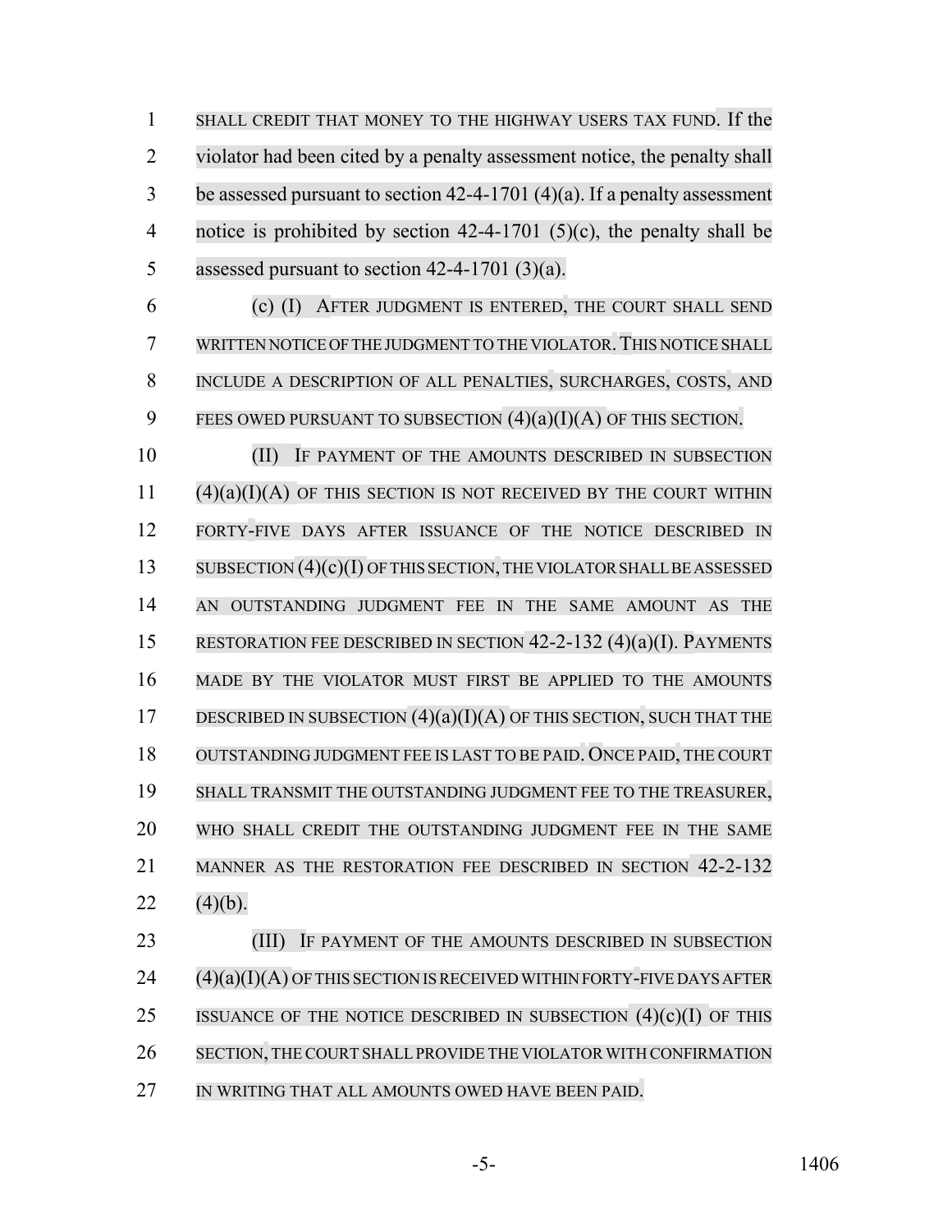SHALL CREDIT THAT MONEY TO THE HIGHWAY USERS TAX FUND. If the violator had been cited by a penalty assessment notice, the penalty shall be assessed pursuant to section 42-4-1701 (4)(a). If a penalty assessment notice is prohibited by section 42-4-1701 (5)(c), the penalty shall be assessed pursuant to section 42-4-1701 (3)(a).

(c) (I) AFTER JUDGMENT IS ENTERED, THE COURT SHALL SEND WRITTEN NOTICE OF THE JUDGMENT TO THE VIOLATOR. THIS NOTICE SHALL INCLUDE A DESCRIPTION OF ALL PENALTIES, SURCHARGES, COSTS, AND FEES OWED PURSUANT TO SUBSECTION (4)(a)(I)(A) OF THIS SECTION.

(II) IF PAYMENT OF THE AMOUNTS DESCRIBED IN SUBSECTION (4)(a)(I)(A) OF THIS SECTION IS NOT RECEIVED BY THE COURT WITHIN FORTY-FIVE DAYS AFTER ISSUANCE OF THE NOTICE DESCRIBED IN SUBSECTION (4)(c)(I) OF THIS SECTION, THE VIOLATOR SHALL BE ASSESSED AN OUTSTANDING JUDGMENT FEE IN THE SAME AMOUNT AS THE RESTORATION FEE DESCRIBED IN SECTION 42-2-132 (4)(a)(I). PAYMENTS MADE BY THE VIOLATOR MUST FIRST BE APPLIED TO THE AMOUNTS DESCRIBED IN SUBSECTION (4)(a)(I)(A) OF THIS SECTION, SUCH THAT THE OUTSTANDING JUDGMENT FEE IS LAST TO BE PAID. ONCE PAID, THE COURT SHALL TRANSMIT THE OUTSTANDING JUDGMENT FEE TO THE TREASURER, WHO SHALL CREDIT THE OUTSTANDING JUDGMENT FEE IN THE SAME MANNER AS THE RESTORATION FEE DESCRIBED IN SECTION 42-2-132 (4)(b).

(III) IF PAYMENT OF THE AMOUNTS DESCRIBED IN SUBSECTION (4)(a)(I)(A) OF THIS SECTION IS RECEIVED WITHIN FORTY-FIVE DAYS AFTER ISSUANCE OF THE NOTICE DESCRIBED IN SUBSECTION (4)(c)(I) OF THIS SECTION, THE COURT SHALL PROVIDE THE VIOLATOR WITH CONFIRMATION IN WRITING THAT ALL AMOUNTS OWED HAVE BEEN PAID.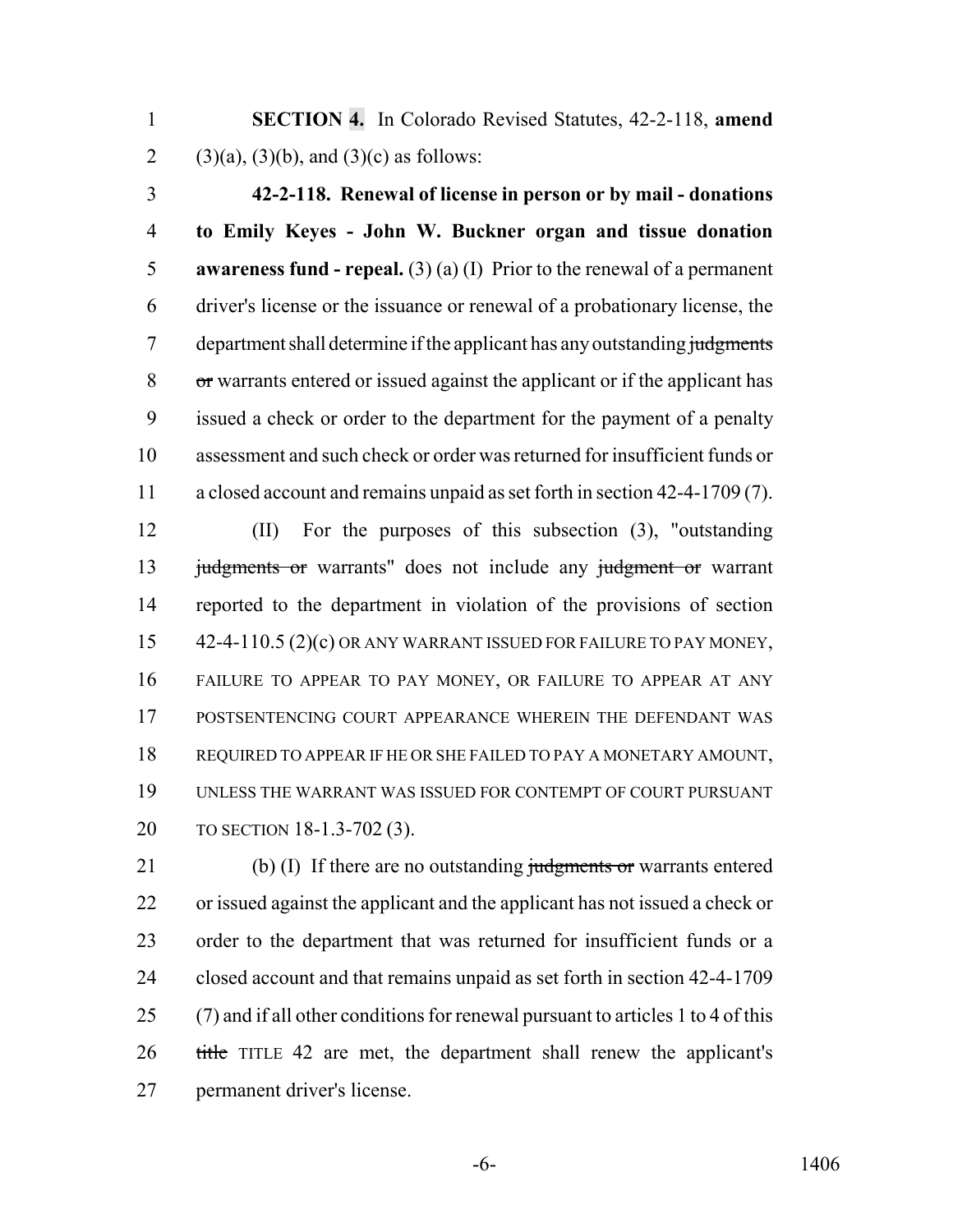**SECTION 4.** In Colorado Revised Statutes, 42-2-118, **amend** (3)(a), (3)(b), and (3)(c) as follows:

**42-2-118. Renewal of license in person or by mail - donations to Emily Keyes - John W. Buckner organ and tissue donation awareness fund - repeal.** (3) (a) (I) Prior to the renewal of a permanent driver's license or the issuance or renewal of a probationary license, the department shall determine if the applicant has any outstanding ~~judgments or~~ warrants entered or issued against the applicant or if the applicant has issued a check or order to the department for the payment of a penalty assessment and such check or order was returned for insufficient funds or a closed account and remains unpaid as set forth in section 42-4-1709 (7).

(II) For the purposes of this subsection (3), "outstanding ~~judgments or~~ warrants" does not include any ~~judgment or~~ warrant reported to the department in violation of the provisions of section 42-4-110.5 (2)(c) OR ANY WARRANT ISSUED FOR FAILURE TO PAY MONEY, FAILURE TO APPEAR TO PAY MONEY, OR FAILURE TO APPEAR AT ANY POSTSENTENCING COURT APPEARANCE WHEREIN THE DEFENDANT WAS REQUIRED TO APPEAR IF HE OR SHE FAILED TO PAY A MONETARY AMOUNT, UNLESS THE WARRANT WAS ISSUED FOR CONTEMPT OF COURT PURSUANT TO SECTION 18-1.3-702 (3).

(b) (I) If there are no outstanding ~~judgments or~~ warrants entered or issued against the applicant and the applicant has not issued a check or order to the department that was returned for insufficient funds or a closed account and that remains unpaid as set forth in section 42-4-1709 (7) and if all other conditions for renewal pursuant to articles 1 to 4 of this ~~title~~ TITLE 42 are met, the department shall renew the applicant's permanent driver's license.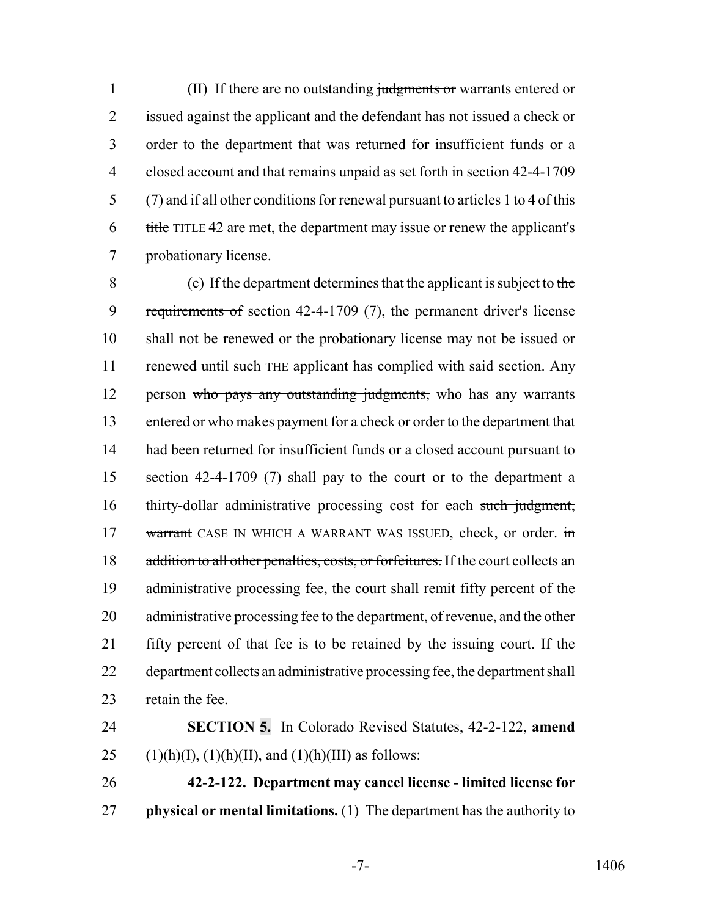(II) If there are no outstanding ~~judgments or~~ warrants entered or issued against the applicant and the defendant has not issued a check or order to the department that was returned for insufficient funds or a closed account and that remains unpaid as set forth in section 42-4-1709 (7) and if all other conditions for renewal pursuant to articles 1 to 4 of this ~~title~~ TITLE 42 are met, the department may issue or renew the applicant's probationary license.

(c) If the department determines that the applicant is subject to ~~the requirements of~~ section 42-4-1709 (7), the permanent driver's license shall not be renewed or the probationary license may not be issued or renewed until ~~such~~ THE applicant has complied with said section. Any person ~~who pays any outstanding judgments,~~ who has any warrants entered or who makes payment for a check or order to the department that had been returned for insufficient funds or a closed account pursuant to section 42-4-1709 (7) shall pay to the court or to the department a thirty-dollar administrative processing cost for each ~~such judgment, warrant~~ CASE IN WHICH A WARRANT WAS ISSUED, check, or order. ~~in addition to all other penalties, costs, or forfeitures.~~ If the court collects an administrative processing fee, the court shall remit fifty percent of the administrative processing fee to the department, ~~of revenue,~~ and the other fifty percent of that fee is to be retained by the issuing court. If the department collects an administrative processing fee, the department shall retain the fee.

**SECTION 5.** In Colorado Revised Statutes, 42-2-122, **amend** (1)(h)(I), (1)(h)(II), and (1)(h)(III) as follows:

**42-2-122. Department may cancel license - limited license for physical or mental limitations.** (1) The department has the authority to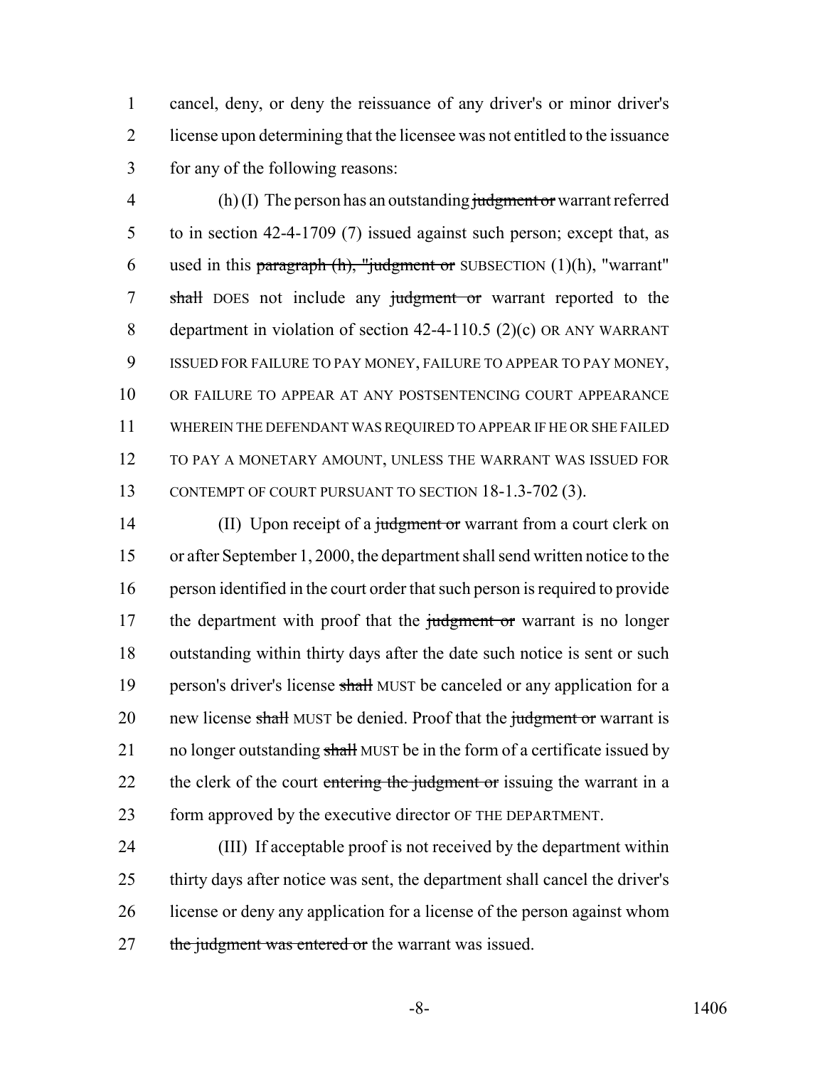cancel, deny, or deny the reissuance of any driver's or minor driver's license upon determining that the licensee was not entitled to the issuance for any of the following reasons:

(h) (I) The person has an outstanding ~~judgment or~~ warrant referred to in section 42-4-1709 (7) issued against such person; except that, as used in this ~~paragraph (h), "judgment or~~ SUBSECTION (1)(h), "warrant" ~~shall~~ DOES not include any ~~judgment or~~ warrant reported to the department in violation of section 42-4-110.5 (2)(c) OR ANY WARRANT ISSUED FOR FAILURE TO PAY MONEY, FAILURE TO APPEAR TO PAY MONEY, OR FAILURE TO APPEAR AT ANY POSTSENTENCING COURT APPEARANCE WHEREIN THE DEFENDANT WAS REQUIRED TO APPEAR IF HE OR SHE FAILED TO PAY A MONETARY AMOUNT, UNLESS THE WARRANT WAS ISSUED FOR CONTEMPT OF COURT PURSUANT TO SECTION 18-1.3-702 (3).

(II) Upon receipt of a ~~judgment or~~ warrant from a court clerk on or after September 1, 2000, the department shall send written notice to the person identified in the court order that such person is required to provide the department with proof that the ~~judgment or~~ warrant is no longer outstanding within thirty days after the date such notice is sent or such person's driver's license ~~shall~~ MUST be canceled or any application for a new license ~~shall~~ MUST be denied. Proof that the ~~judgment or~~ warrant is no longer outstanding ~~shall~~ MUST be in the form of a certificate issued by the clerk of the court ~~entering the judgment or~~ issuing the warrant in a form approved by the executive director OF THE DEPARTMENT.

(III) If acceptable proof is not received by the department within thirty days after notice was sent, the department shall cancel the driver's license or deny any application for a license of the person against whom ~~the judgment was entered or~~ the warrant was issued.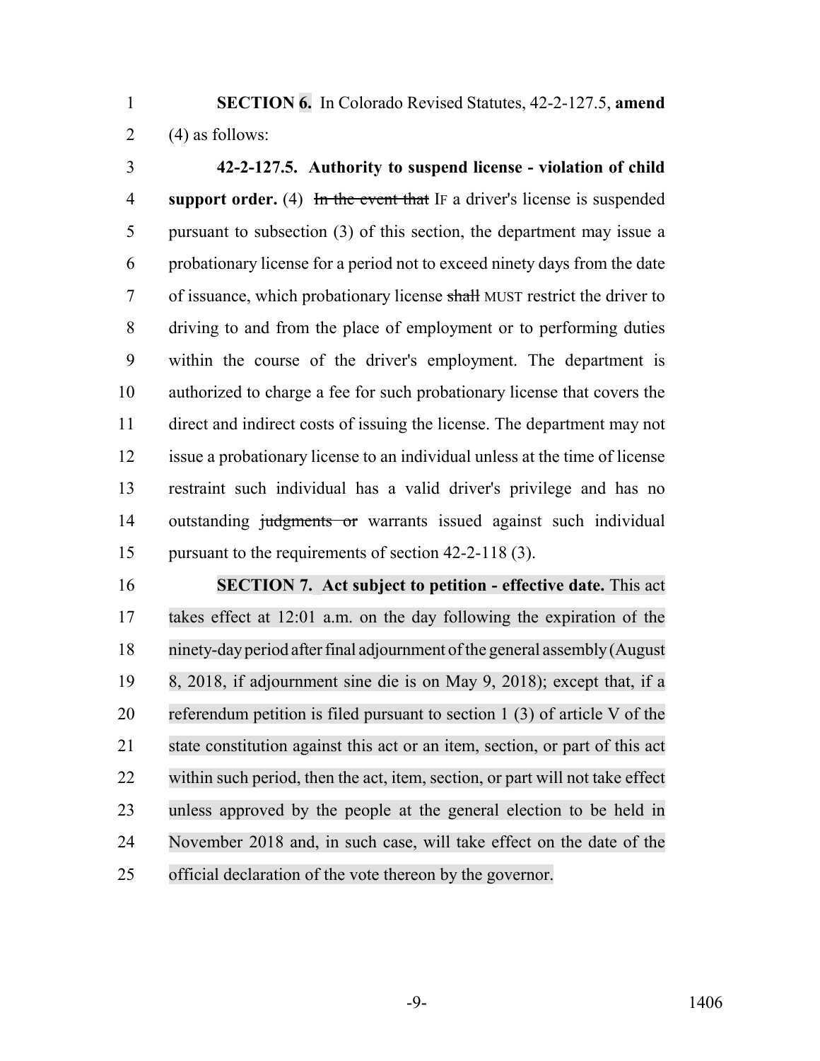**SECTION 6.** In Colorado Revised Statutes, 42-2-127.5, **amend** (4) as follows:

**42-2-127.5. Authority to suspend license - violation of child support order.** (4) ~~In the event that~~ IF a driver's license is suspended pursuant to subsection (3) of this section, the department may issue a probationary license for a period not to exceed ninety days from the date of issuance, which probationary license ~~shall~~ MUST restrict the driver to driving to and from the place of employment or to performing duties within the course of the driver's employment. The department is authorized to charge a fee for such probationary license that covers the direct and indirect costs of issuing the license. The department may not issue a probationary license to an individual unless at the time of license restraint such individual has a valid driver's privilege and has no outstanding ~~judgments or~~ warrants issued against such individual pursuant to the requirements of section 42-2-118 (3).

**SECTION 7. Act subject to petition - effective date.** This act takes effect at 12:01 a.m. on the day following the expiration of the ninety-day period after final adjournment of the general assembly (August 8, 2018, if adjournment sine die is on May 9, 2018); except that, if a referendum petition is filed pursuant to section 1 (3) of article V of the state constitution against this act or an item, section, or part of this act within such period, then the act, item, section, or part will not take effect unless approved by the people at the general election to be held in November 2018 and, in such case, will take effect on the date of the official declaration of the vote thereon by the governor.